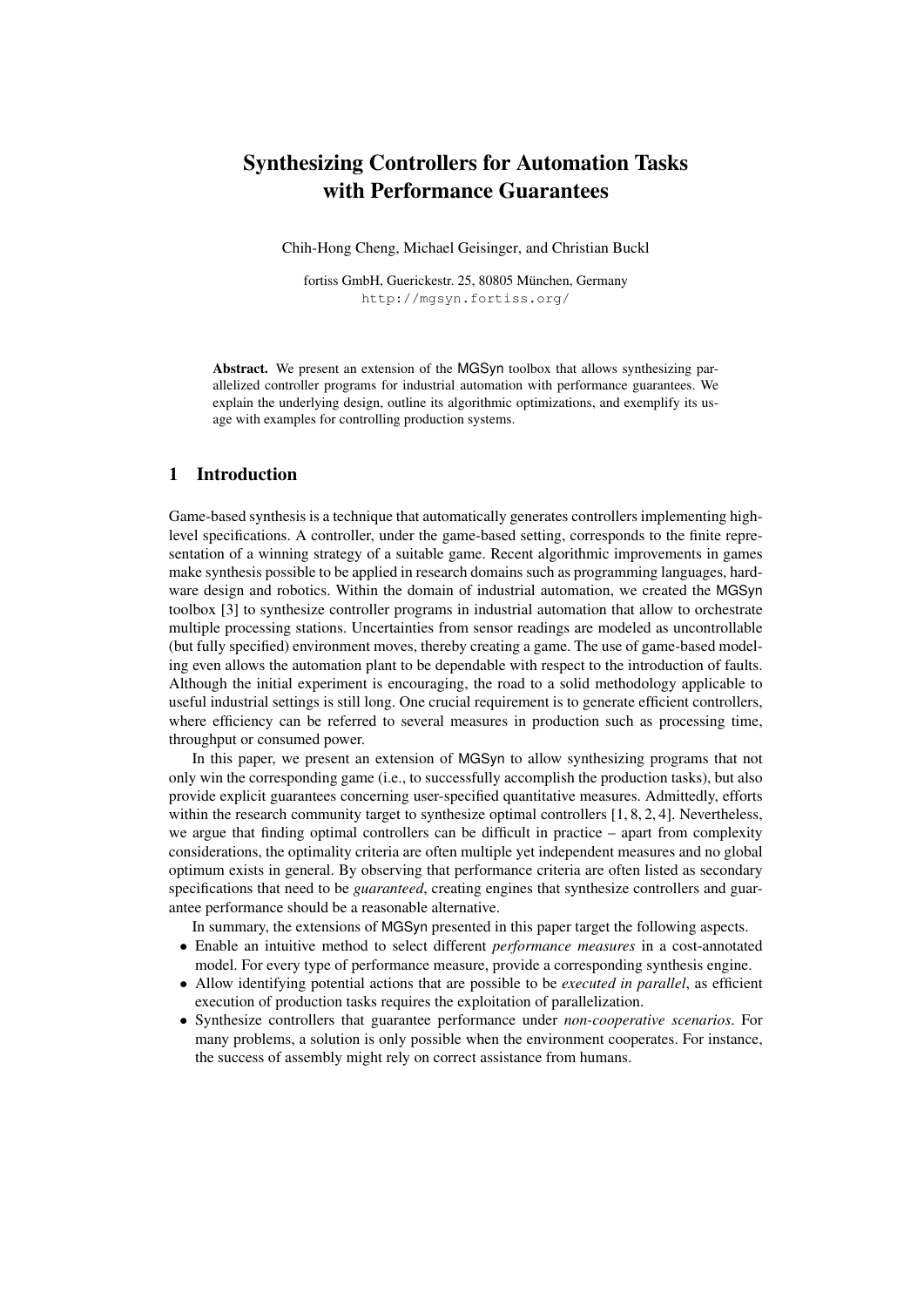# Synthesizing Controllers for Automation Tasks with Performance Guarantees

Chih-Hong Cheng, Michael Geisinger, and Christian Buckl

fortiss GmbH, Guerickestr. 25, 80805 München, Germany
http://mgsyn.fortiss.org/

**Abstract.** We present an extension of the MGSyn toolbox that allows synthesizing parallelized controller programs for industrial automation with performance guarantees. We explain the underlying design, outline its algorithmic optimizations, and exemplify its usage with examples for controlling production systems.

## 1 Introduction

Game-based synthesis is a technique that automatically generates controllers implementing high-level specifications. A controller, under the game-based setting, corresponds to the finite representation of a winning strategy of a suitable game. Recent algorithmic improvements in games make synthesis possible to be applied in research domains such as programming languages, hardware design and robotics. Within the domain of industrial automation, we created the MGSyn toolbox [3] to synthesize controller programs in industrial automation that allow to orchestrate multiple processing stations. Uncertainties from sensor readings are modeled as uncontrollable (but fully specified) environment moves, thereby creating a game. The use of game-based modeling even allows the automation plant to be dependable with respect to the introduction of faults. Although the initial experiment is encouraging, the road to a solid methodology applicable to useful industrial settings is still long. One crucial requirement is to generate efficient controllers, where efficiency can be referred to several measures in production such as processing time, throughput or consumed power.

In this paper, we present an extension of MGSyn to allow synthesizing programs that not only win the corresponding game (i.e., to successfully accomplish the production tasks), but also provide explicit guarantees concerning user-specified quantitative measures. Admittedly, efforts within the research community target to synthesize optimal controllers [1, 8, 2, 4]. Nevertheless, we argue that finding optimal controllers can be difficult in practice – apart from complexity considerations, the optimality criteria are often multiple yet independent measures and no global optimum exists in general. By observing that performance criteria are often listed as secondary specifications that need to be *guaranteed*, creating engines that synthesize controllers and guarantee performance should be a reasonable alternative.

In summary, the extensions of MGSyn presented in this paper target the following aspects.

- Enable an intuitive method to select different *performance measures* in a cost-annotated model. For every type of performance measure, provide a corresponding synthesis engine.
- Allow identifying potential actions that are possible to be *executed in parallel*, as efficient execution of production tasks requires the exploitation of parallelization.
- Synthesize controllers that guarantee performance under *non-cooperative scenarios*. For many problems, a solution is only possible when the environment cooperates. For instance, the success of assembly might rely on correct assistance from humans.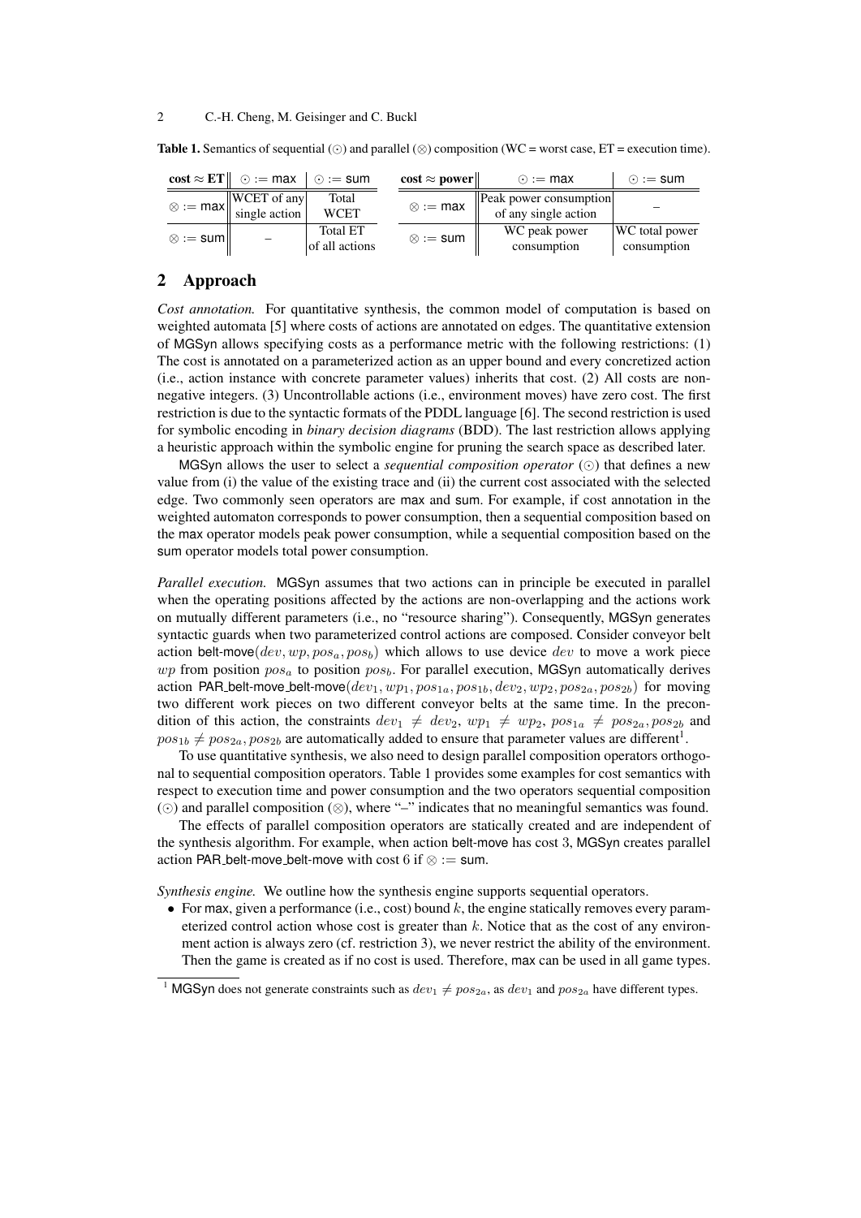**Table 1.** Semantics of sequential ($\odot$) and parallel ($\otimes$) composition (WC = worst case, ET = execution time).

| cost ≈ ET | $\odot :=$ max | $\odot :=$ sum |
|---|---|---|
| $\otimes :=$ max | WCET of any single action | Total WCET |
| $\otimes :=$ sum | – | Total ET of all actions |

| cost ≈ power | $\odot :=$ max | $\odot :=$ sum |
|---|---|---|
| $\otimes :=$ max | Peak power consumption of any single action | – |
| $\otimes :=$ sum | WC peak power consumption | WC total power consumption |

## 2 Approach

*Cost annotation.* For quantitative synthesis, the common model of computation is based on weighted automata [5] where costs of actions are annotated on edges. The quantitative extension of MGSyn allows specifying costs as a performance metric with the following restrictions: (1) The cost is annotated on a parameterized action as an upper bound and every concretized action (i.e., action instance with concrete parameter values) inherits that cost. (2) All costs are non-negative integers. (3) Uncontrollable actions (i.e., environment moves) have zero cost. The first restriction is due to the syntactic formats of the PDDL language [6]. The second restriction is used for symbolic encoding in *binary decision diagrams* (BDD). The last restriction allows applying a heuristic approach within the symbolic engine for pruning the search space as described later.

MGSyn allows the user to select a *sequential composition operator* ($\odot$) that defines a new value from (i) the value of the existing trace and (ii) the current cost associated with the selected edge. Two commonly seen operators are max and sum. For example, if cost annotation in the weighted automaton corresponds to power consumption, then a sequential composition based on the max operator models peak power consumption, while a sequential composition based on the sum operator models total power consumption.

*Parallel execution.* MGSyn assumes that two actions can in principle be executed in parallel when the operating positions affected by the actions are non-overlapping and the actions work on mutually different parameters (i.e., no "resource sharing"). Consequently, MGSyn generates syntactic guards when two parameterized control actions are composed. Consider conveyor belt action belt-move$(dev, wp, pos_a, pos_b)$ which allows to use device $dev$ to move a work piece $wp$ from position $pos_a$ to position $pos_b$. For parallel execution, MGSyn automatically derives action PAR_belt-move_belt-move$(dev_1, wp_1, pos_{1a}, pos_{1b}, dev_2, wp_2, pos_{2a}, pos_{2b})$ for moving two different work pieces on two different conveyor belts at the same time. In the precondition of this action, the constraints $dev_1 \neq dev_2$, $wp_1 \neq wp_2$, $pos_{1a} \neq pos_{2a}, pos_{2b}$ and $pos_{1b} \neq pos_{2a}, pos_{2b}$ are automatically added to ensure that parameter values are different[1].

To use quantitative synthesis, we also need to design parallel composition operators orthogonal to sequential composition operators. Table 1 provides some examples for cost semantics with respect to execution time and power consumption and the two operators sequential composition ($\odot$) and parallel composition ($\otimes$), where "–" indicates that no meaningful semantics was found.

The effects of parallel composition operators are statically created and are independent of the synthesis algorithm. For example, when action belt-move has cost 3, MGSyn creates parallel action PAR_belt-move_belt-move with cost 6 if $\otimes :=$ sum.

*Synthesis engine.* We outline how the synthesis engine supports sequential operators.

- For max, given a performance (i.e., cost) bound $k$, the engine statically removes every parameterized control action whose cost is greater than $k$. Notice that as the cost of any environment action is always zero (cf. restriction 3), we never restrict the ability of the environment. Then the game is created as if no cost is used. Therefore, max can be used in all game types.

[1] MGSyn does not generate constraints such as $dev_1 \neq pos_{2a}$, as $dev_1$ and $pos_{2a}$ have different types.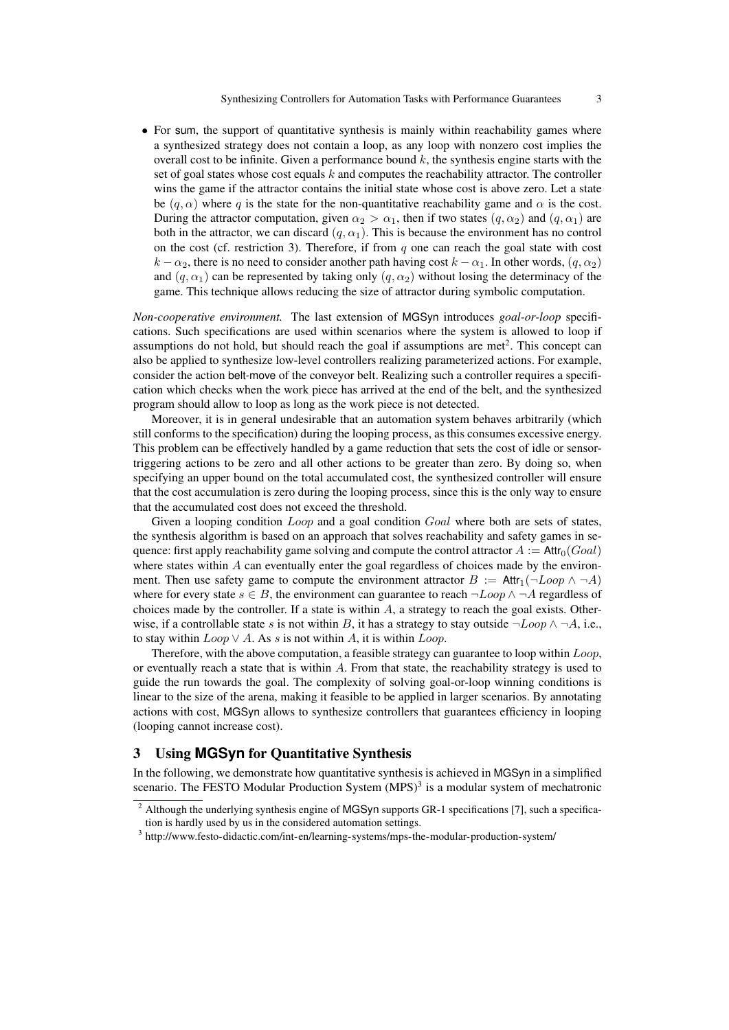- For sum, the support of quantitative synthesis is mainly within reachability games where a synthesized strategy does not contain a loop, as any loop with nonzero cost implies the overall cost to be infinite. Given a performance bound $k$, the synthesis engine starts with the set of goal states whose cost equals $k$ and computes the reachability attractor. The controller wins the game if the attractor contains the initial state whose cost is above zero. Let a state be $(q, \alpha)$ where $q$ is the state for the non-quantitative reachability game and $\alpha$ is the cost. During the attractor computation, given $\alpha_2 > \alpha_1$, then if two states $(q, \alpha_2)$ and $(q, \alpha_1)$ are both in the attractor, we can discard $(q, \alpha_1)$. This is because the environment has no control on the cost (cf. restriction 3). Therefore, if from $q$ one can reach the goal state with cost $k - \alpha_2$, there is no need to consider another path having cost $k - \alpha_1$. In other words, $(q, \alpha_2)$ and $(q, \alpha_1)$ can be represented by taking only $(q, \alpha_2)$ without losing the determinacy of the game. This technique allows reducing the size of attractor during symbolic computation.

*Non-cooperative environment.* The last extension of MGSyn introduces *goal-or-loop* specifications. Such specifications are used within scenarios where the system is allowed to loop if assumptions do not hold, but should reach the goal if assumptions are met[2]. This concept can also be applied to synthesize low-level controllers realizing parameterized actions. For example, consider the action belt-move of the conveyor belt. Realizing such a controller requires a specification which checks when the work piece has arrived at the end of the belt, and the synthesized program should allow to loop as long as the work piece is not detected.

Moreover, it is in general undesirable that an automation system behaves arbitrarily (which still conforms to the specification) during the looping process, as this consumes excessive energy. This problem can be effectively handled by a game reduction that sets the cost of idle or sensor-triggering actions to be zero and all other actions to be greater than zero. By doing so, when specifying an upper bound on the total accumulated cost, the synthesized controller will ensure that the cost accumulation is zero during the looping process, since this is the only way to ensure that the accumulated cost does not exceed the threshold.

Given a looping condition $Loop$ and a goal condition $Goal$ where both are sets of states, the synthesis algorithm is based on an approach that solves reachability and safety games in sequence: first apply reachability game solving and compute the control attractor $A := \mathsf{Attr}_0(Goal)$ where states within $A$ can eventually enter the goal regardless of choices made by the environment. Then use safety game to compute the environment attractor $B := \mathsf{Attr}_1(\neg Loop \wedge \neg A)$ where for every state $s \in B$, the environment can guarantee to reach $\neg Loop \wedge \neg A$ regardless of choices made by the controller. If a state is within $A$, a strategy to reach the goal exists. Otherwise, if a controllable state $s$ is not within $B$, it has a strategy to stay outside $\neg Loop \wedge \neg A$, i.e., to stay within $Loop \vee A$. As $s$ is not within $A$, it is within $Loop$.

Therefore, with the above computation, a feasible strategy can guarantee to loop within $Loop$, or eventually reach a state that is within $A$. From that state, the reachability strategy is used to guide the run towards the goal. The complexity of solving goal-or-loop winning conditions is linear to the size of the arena, making it feasible to be applied in larger scenarios. By annotating actions with cost, MGSyn allows to synthesize controllers that guarantees efficiency in looping (looping cannot increase cost).

## 3 Using MGSyn for Quantitative Synthesis

In the following, we demonstrate how quantitative synthesis is achieved in MGSyn in a simplified scenario. The FESTO Modular Production System (MPS)[3] is a modular system of mechatronic

[2] Although the underlying synthesis engine of MGSyn supports GR-1 specifications [7], such a specification is hardly used by us in the considered automation settings.

[3] http://www.festo-didactic.com/int-en/learning-systems/mps-the-modular-production-system/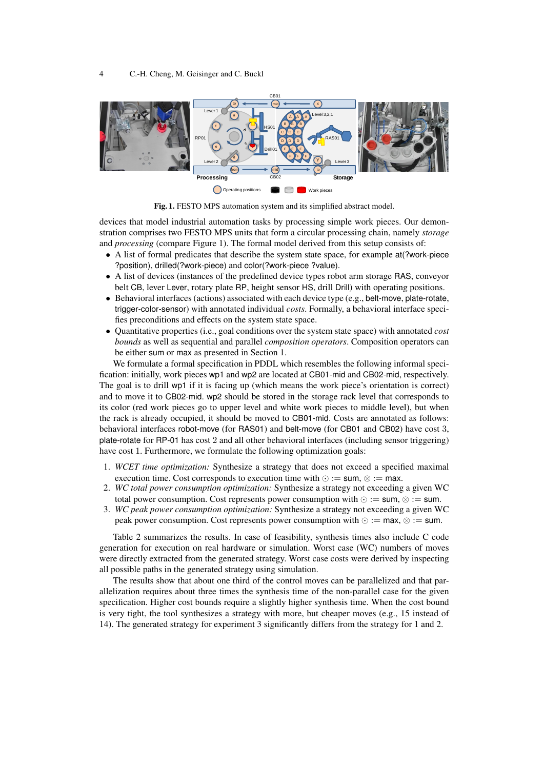**Fig. 1.** FESTO MPS automation system and its simplified abstract model.

devices that model industrial automation tasks by processing simple work pieces. Our demonstration comprises two FESTO MPS units that form a circular processing chain, namely *storage* and *processing* (compare Figure 1). The formal model derived from this setup consists of:

- A list of formal predicates that describe the system state space, for example at(?work-piece ?position), drilled(?work-piece) and color(?work-piece ?value).
- A list of devices (instances of the predefined device types robot arm storage RAS, conveyor belt CB, lever Lever, rotary plate RP, height sensor HS, drill Drill) with operating positions.
- Behavioral interfaces (actions) associated with each device type (e.g., belt-move, plate-rotate, trigger-color-sensor) with annotated individual *costs*. Formally, a behavioral interface specifies preconditions and effects on the system state space.
- Quantitative properties (i.e., goal conditions over the system state space) with annotated *cost bounds* as well as sequential and parallel *composition operators*. Composition operators can be either sum or max as presented in Section 1.

We formulate a formal specification in PDDL which resembles the following informal specification: initially, work pieces wp1 and wp2 are located at CB01-mid and CB02-mid, respectively. The goal is to drill wp1 if it is facing up (which means the work piece's orientation is correct) and to move it to CB02-mid. wp2 should be stored in the storage rack level that corresponds to its color (red work pieces go to upper level and white work pieces to middle level), but when the rack is already occupied, it should be moved to CB01-mid. Costs are annotated as follows: behavioral interfaces robot-move (for RAS01) and belt-move (for CB01 and CB02) have cost 3, plate-rotate for RP-01 has cost 2 and all other behavioral interfaces (including sensor triggering) have cost 1. Furthermore, we formulate the following optimization goals:

1. *WCET time optimization:* Synthesize a strategy that does not exceed a specified maximal execution time. Cost corresponds to execution time with $\odot :=$ sum, $\otimes :=$ max.
2. *WC total power consumption optimization:* Synthesize a strategy not exceeding a given WC total power consumption. Cost represents power consumption with $\odot :=$ sum, $\otimes :=$ sum.
3. *WC peak power consumption optimization:* Synthesize a strategy not exceeding a given WC peak power consumption. Cost represents power consumption with $\odot :=$ max, $\otimes :=$ sum.

Table 2 summarizes the results. In case of feasibility, synthesis times also include C code generation for execution on real hardware or simulation. Worst case (WC) numbers of moves were directly extracted from the generated strategy. Worst case costs were derived by inspecting all possible paths in the generated strategy using simulation.

The results show that about one third of the control moves can be parallelized and that parallelization requires about three times the synthesis time of the non-parallel case for the given specification. Higher cost bounds require a slightly higher synthesis time. When the cost bound is very tight, the tool synthesizes a strategy with more, but cheaper moves (e.g., 15 instead of 14). The generated strategy for experiment 3 significantly differs from the strategy for 1 and 2.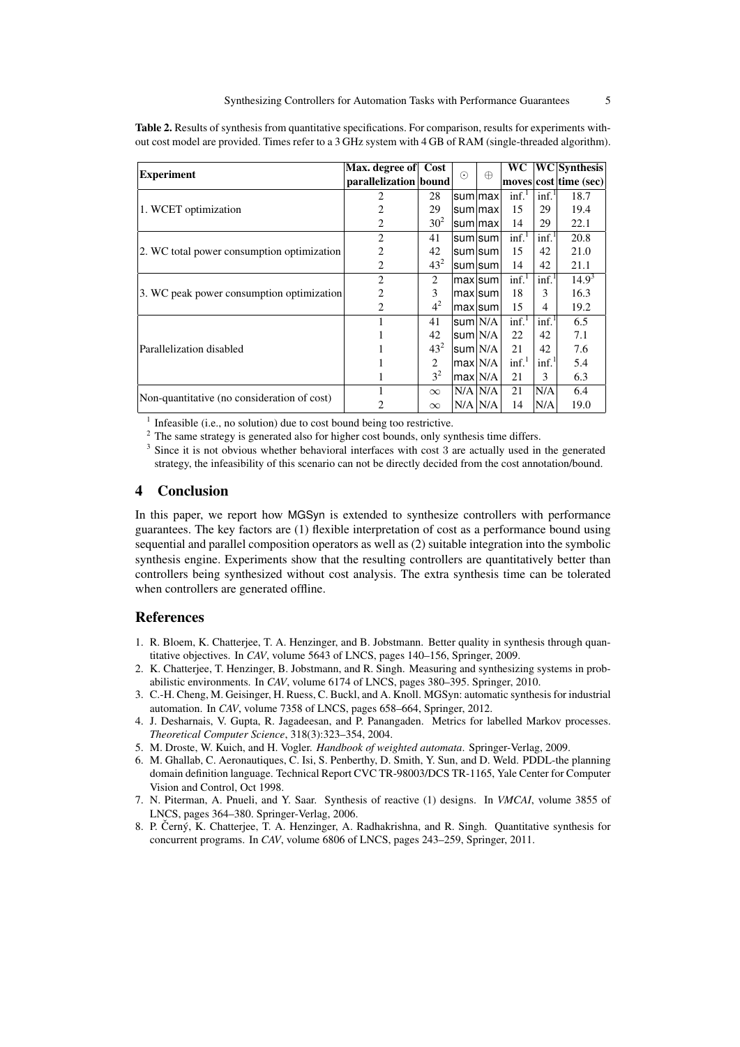**Table 2.** Results of synthesis from quantitative specifications. For comparison, results for experiments without cost model are provided. Times refer to a 3 GHz system with 4 GB of RAM (single-threaded algorithm).

| Experiment | Max. degree of parallelization | Cost bound | $\odot$ | $\oplus$ | WC moves | WC cost | Synthesis time (sec) |
|---|---|---|---|---|---|---|---|
| 1. WCET optimization | 2 | 28 | sum | max | inf.[1] | inf.[1] | 18.7 |
| | 2 | 29 | sum | max | 15 | 29 | 19.4 |
| | 2 | 30[2] | sum | max | 14 | 29 | 22.1 |
| 2. WC total power consumption optimization | 2 | 41 | sum | sum | inf.[1] | inf.[1] | 20.8 |
| | 2 | 42 | sum | sum | 15 | 42 | 21.0 |
| | 2 | 43[2] | sum | sum | 14 | 42 | 21.1 |
| 3. WC peak power consumption optimization | 2 | 2 | max | sum | inf.[1] | inf.[1] | 14.9[3] |
| | 2 | 3 | max | sum | 18 | 3 | 16.3 |
| | 2 | 4[2] | max | sum | 15 | 4 | 19.2 |
| Parallelization disabled | 1 | 41 | sum | N/A | inf.[1] | inf.[1] | 6.5 |
| | 1 | 42 | sum | N/A | 22 | 42 | 7.1 |
| | 1 | 43[2] | sum | N/A | 21 | 42 | 7.6 |
| | 1 | 2 | max | N/A | inf.[1] | inf.[1] | 5.4 |
| | 1 | 3[2] | max | N/A | 21 | 3 | 6.3 |
| Non-quantitative (no consideration of cost) | 1 | $\infty$ | N/A | N/A | 21 | N/A | 6.4 |
| | 2 | $\infty$ | N/A | N/A | 14 | N/A | 19.0 |

[1] Infeasible (i.e., no solution) due to cost bound being too restrictive.
[2] The same strategy is generated also for higher cost bounds, only synthesis time differs.
[3] Since it is not obvious whether behavioral interfaces with cost 3 are actually used in the generated strategy, the infeasibility of this scenario can not be directly decided from the cost annotation/bound.

## 4 Conclusion

In this paper, we report how MGSyn is extended to synthesize controllers with performance guarantees. The key factors are (1) flexible interpretation of cost as a performance bound using sequential and parallel composition operators as well as (2) suitable integration into the symbolic synthesis engine. Experiments show that the resulting controllers are quantitatively better than controllers being synthesized without cost analysis. The extra synthesis time can be tolerated when controllers are generated offline.

## References

1. R. Bloem, K. Chatterjee, T. A. Henzinger, and B. Jobstmann. Better quality in synthesis through quantitative objectives. In *CAV*, volume 5643 of LNCS, pages 140–156, Springer, 2009.
2. K. Chatterjee, T. Henzinger, B. Jobstmann, and R. Singh. Measuring and synthesizing systems in probabilistic environments. In *CAV*, volume 6174 of LNCS, pages 380–395. Springer, 2010.
3. C.-H. Cheng, M. Geisinger, H. Ruess, C. Buckl, and A. Knoll. MGSyn: automatic synthesis for industrial automation. In *CAV*, volume 7358 of LNCS, pages 658–664, Springer, 2012.
4. J. Desharnais, V. Gupta, R. Jagadeesan, and P. Panangaden. Metrics for labelled Markov processes. *Theoretical Computer Science*, 318(3):323–354, 2004.
5. M. Droste, W. Kuich, and H. Vogler. *Handbook of weighted automata*. Springer-Verlag, 2009.
6. M. Ghallab, C. Aeronautiques, C. Isi, S. Penberthy, D. Smith, Y. Sun, and D. Weld. PDDL-the planning domain definition language. Technical Report CVC TR-98003/DCS TR-1165, Yale Center for Computer Vision and Control, Oct 1998.
7. N. Piterman, A. Pnueli, and Y. Saar. Synthesis of reactive (1) designs. In *VMCAI*, volume 3855 of LNCS, pages 364–380. Springer-Verlag, 2006.
8. P. Černý, K. Chatterjee, T. A. Henzinger, A. Radhakrishna, and R. Singh. Quantitative synthesis for concurrent programs. In *CAV*, volume 6806 of LNCS, pages 243–259, Springer, 2011.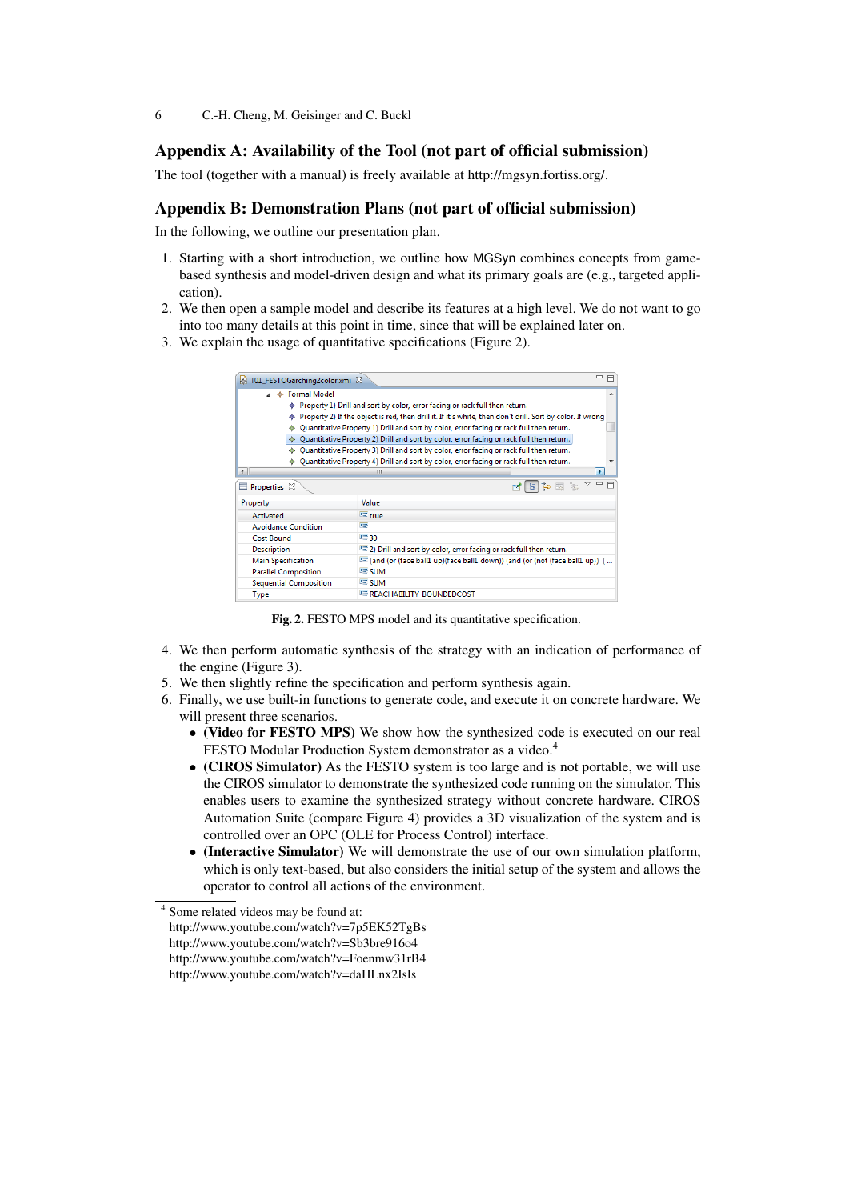## Appendix A: Availability of the Tool (not part of official submission)

The tool (together with a manual) is freely available at http://mgsyn.fortiss.org/.

## Appendix B: Demonstration Plans (not part of official submission)

In the following, we outline our presentation plan.

1. Starting with a short introduction, we outline how MGSyn combines concepts from game-based synthesis and model-driven design and what its primary goals are (e.g., targeted application).
2. We then open a sample model and describe its features at a high level. We do not want to go into too many details at this point in time, since that will be explained later on.
3. We explain the usage of quantitative specifications (Figure 2).

**Fig. 2.** FESTO MPS model and its quantitative specification.

4. We then perform automatic synthesis of the strategy with an indication of performance of the engine (Figure 3).
5. We then slightly refine the specification and perform synthesis again.
6. Finally, we use built-in functions to generate code, and execute it on concrete hardware. We will present three scenarios.
   - **(Video for FESTO MPS)** We show how the synthesized code is executed on our real FESTO Modular Production System demonstrator as a video.[4]
   - **(CIROS Simulator)** As the FESTO system is too large and is not portable, we will use the CIROS simulator to demonstrate the synthesized code running on the simulator. This enables users to examine the synthesized strategy without concrete hardware. CIROS Automation Suite (compare Figure 4) provides a 3D visualization of the system and is controlled over an OPC (OLE for Process Control) interface.
   - **(Interactive Simulator)** We will demonstrate the use of our own simulation platform, which is only text-based, but also considers the initial setup of the system and allows the operator to control all actions of the environment.

[4] Some related videos may be found at:
http://www.youtube.com/watch?v=7p5EK52TgBs
http://www.youtube.com/watch?v=Sb3bre916o4
http://www.youtube.com/watch?v=Foenmw31rB4
http://www.youtube.com/watch?v=daHLnx2IsIs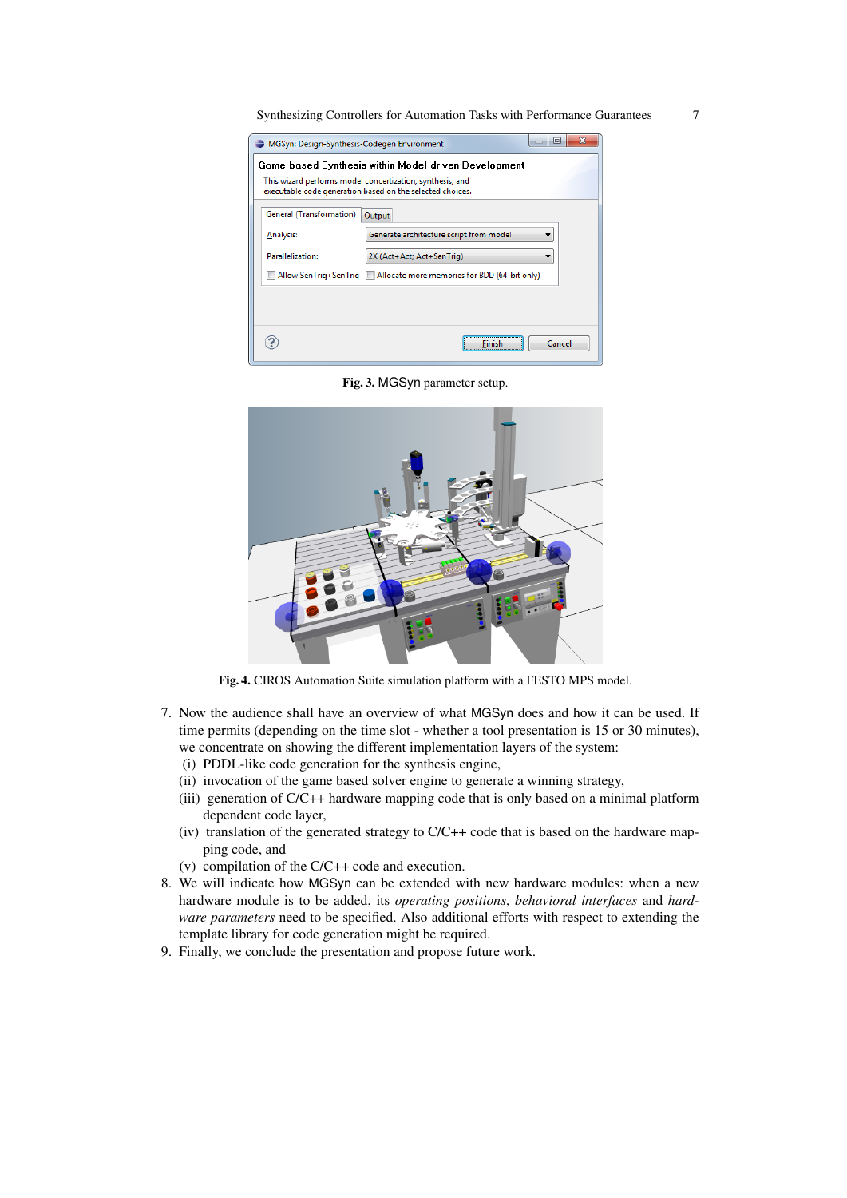Fig. 3. MGSyn parameter setup.

Fig. 4. CIROS Automation Suite simulation platform with a FESTO MPS model.

7. Now the audience shall have an overview of what MGSyn does and how it can be used. If time permits (depending on the time slot - whether a tool presentation is 15 or 30 minutes), we concentrate on showing the different implementation layers of the system:
   (i) PDDL-like code generation for the synthesis engine,
   (ii) invocation of the game based solver engine to generate a winning strategy,
   (iii) generation of C/C++ hardware mapping code that is only based on a minimal platform dependent code layer,
   (iv) translation of the generated strategy to C/C++ code that is based on the hardware mapping code, and
   (v) compilation of the C/C++ code and execution.
8. We will indicate how MGSyn can be extended with new hardware modules: when a new hardware module is to be added, its *operating positions*, *behavioral interfaces* and *hardware parameters* need to be specified. Also additional efforts with respect to extending the template library for code generation might be required.
9. Finally, we conclude the presentation and propose future work.